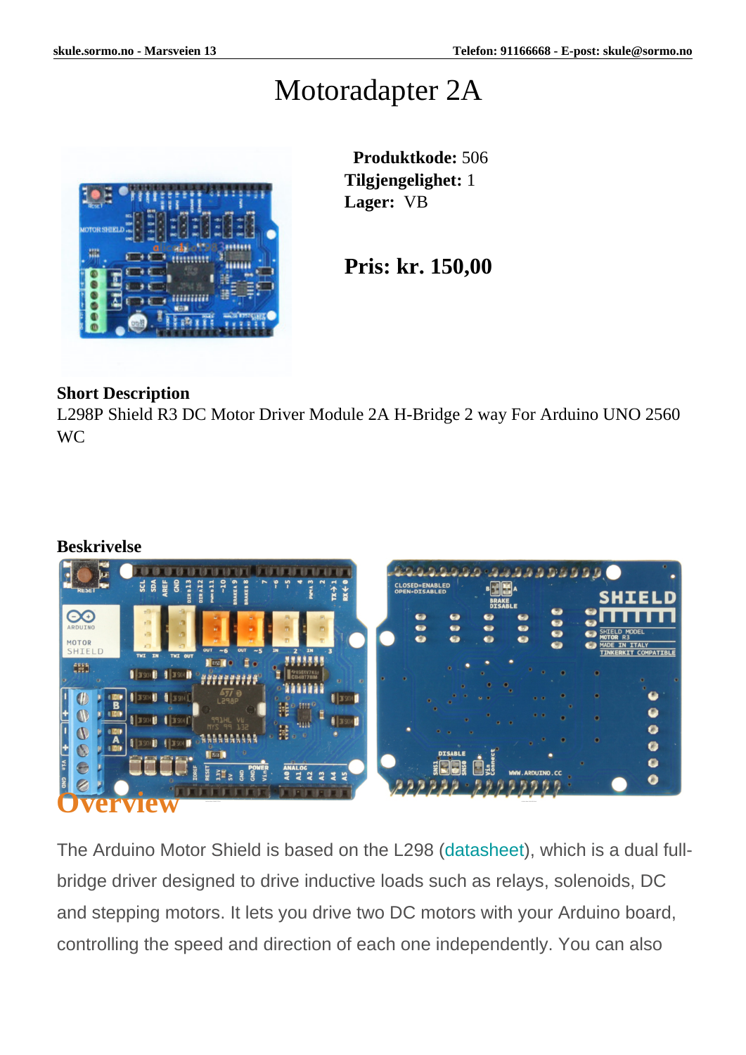# Motoradapter 2A

**Produktkode:** 506
**Tilgjengelighet:** 1
**Lager:** VB

**Pris: kr. 150,00**

**Short Description**
L298P Shield R3 DC Motor Driver Module 2A H-Bridge 2 way For Arduino UNO 2560 WC

**Beskrivelse**

## Overview

The Arduino Motor Shield is based on the L298 (datasheet), which is a dual full-bridge driver designed to drive inductive loads such as relays, solenoids, DC and stepping motors. It lets you drive two DC motors with your Arduino board, controlling the speed and direction of each one independently. You can also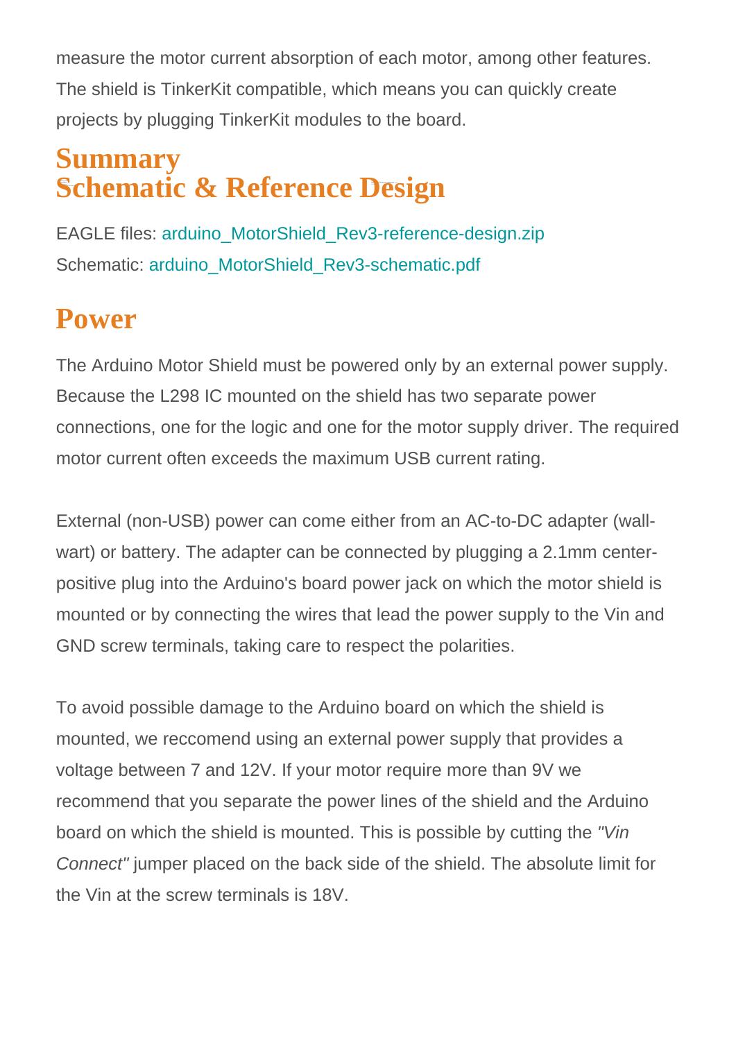measure the motor current absorption of each motor, among other features. The shield is TinkerKit compatible, which means you can quickly create projects by plugging TinkerKit modules to the board.

## Summary

## Schematic & Reference Design

EAGLE files: arduino_MotorShield_Rev3-reference-design.zip
Schematic: arduino_MotorShield_Rev3-schematic.pdf

## Power

The Arduino Motor Shield must be powered only by an external power supply. Because the L298 IC mounted on the shield has two separate power connections, one for the logic and one for the motor supply driver. The required motor current often exceeds the maximum USB current rating.

External (non-USB) power can come either from an AC-to-DC adapter (wall-wart) or battery. The adapter can be connected by plugging a 2.1mm center-positive plug into the Arduino's board power jack on which the motor shield is mounted or by connecting the wires that lead the power supply to the Vin and GND screw terminals, taking care to respect the polarities.

To avoid possible damage to the Arduino board on which the shield is mounted, we reccomend using an external power supply that provides a voltage between 7 and 12V. If your motor require more than 9V we recommend that you separate the power lines of the shield and the Arduino board on which the shield is mounted. This is possible by cutting the *"Vin Connect"* jumper placed on the back side of the shield. The absolute limit for the Vin at the screw terminals is 18V.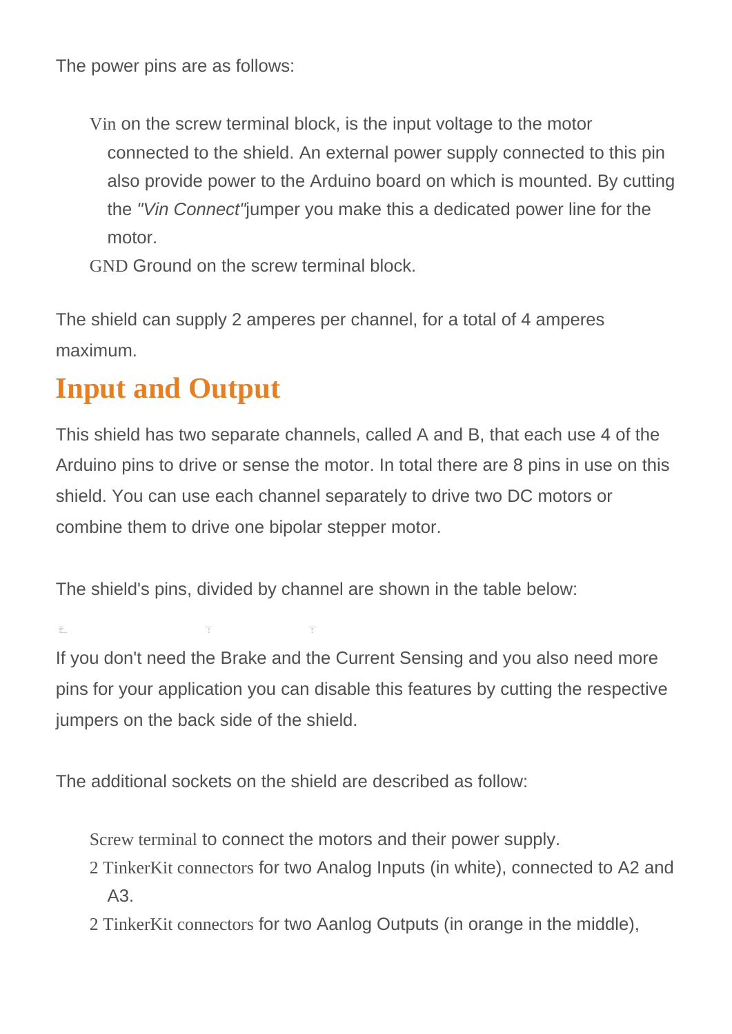The power pins are as follows:

- Vin on the screw terminal block, is the input voltage to the motor connected to the shield. An external power supply connected to this pin also provide power to the Arduino board on which is mounted. By cutting the *"Vin Connect"*jumper you make this a dedicated power line for the motor.
- GND Ground on the screw terminal block.

The shield can supply 2 amperes per channel, for a total of 4 amperes maximum.

## Input and Output

This shield has two separate channels, called A and B, that each use 4 of the Arduino pins to drive or sense the motor. In total there are 8 pins in use on this shield. You can use each channel separately to drive two DC motors or combine them to drive one bipolar stepper motor.

The shield's pins, divided by channel are shown in the table below:

If you don't need the Brake and the Current Sensing and you also need more pins for your application you can disable this features by cutting the respective jumpers on the back side of the shield.

The additional sockets on the shield are described as follow:

- Screw terminal to connect the motors and their power supply.
- 2 TinkerKit connectors for two Analog Inputs (in white), connected to A2 and A3.
- 2 TinkerKit connectors for two Aanlog Outputs (in orange in the middle),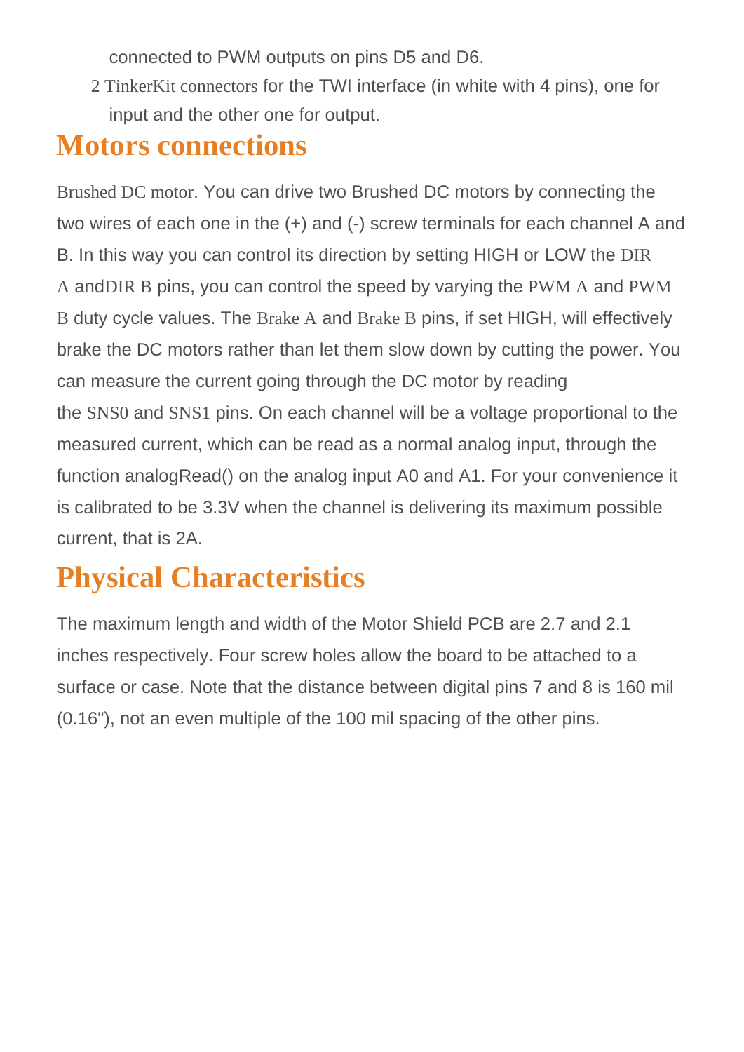connected to PWM outputs on pins D5 and D6.

2 TinkerKit connectors for the TWI interface (in white with 4 pins), one for input and the other one for output.

## Motors connections

Brushed DC motor. You can drive two Brushed DC motors by connecting the two wires of each one in the (+) and (-) screw terminals for each channel A and B. In this way you can control its direction by setting HIGH or LOW the DIR A andDIR B pins, you can control the speed by varying the PWM A and PWM B duty cycle values. The Brake A and Brake B pins, if set HIGH, will effectively brake the DC motors rather than let them slow down by cutting the power. You can measure the current going through the DC motor by reading the SNS0 and SNS1 pins. On each channel will be a voltage proportional to the measured current, which can be read as a normal analog input, through the function analogRead() on the analog input A0 and A1. For your convenience it is calibrated to be 3.3V when the channel is delivering its maximum possible current, that is 2A.

## Physical Characteristics

The maximum length and width of the Motor Shield PCB are 2.7 and 2.1 inches respectively. Four screw holes allow the board to be attached to a surface or case. Note that the distance between digital pins 7 and 8 is 160 mil (0.16"), not an even multiple of the 100 mil spacing of the other pins.